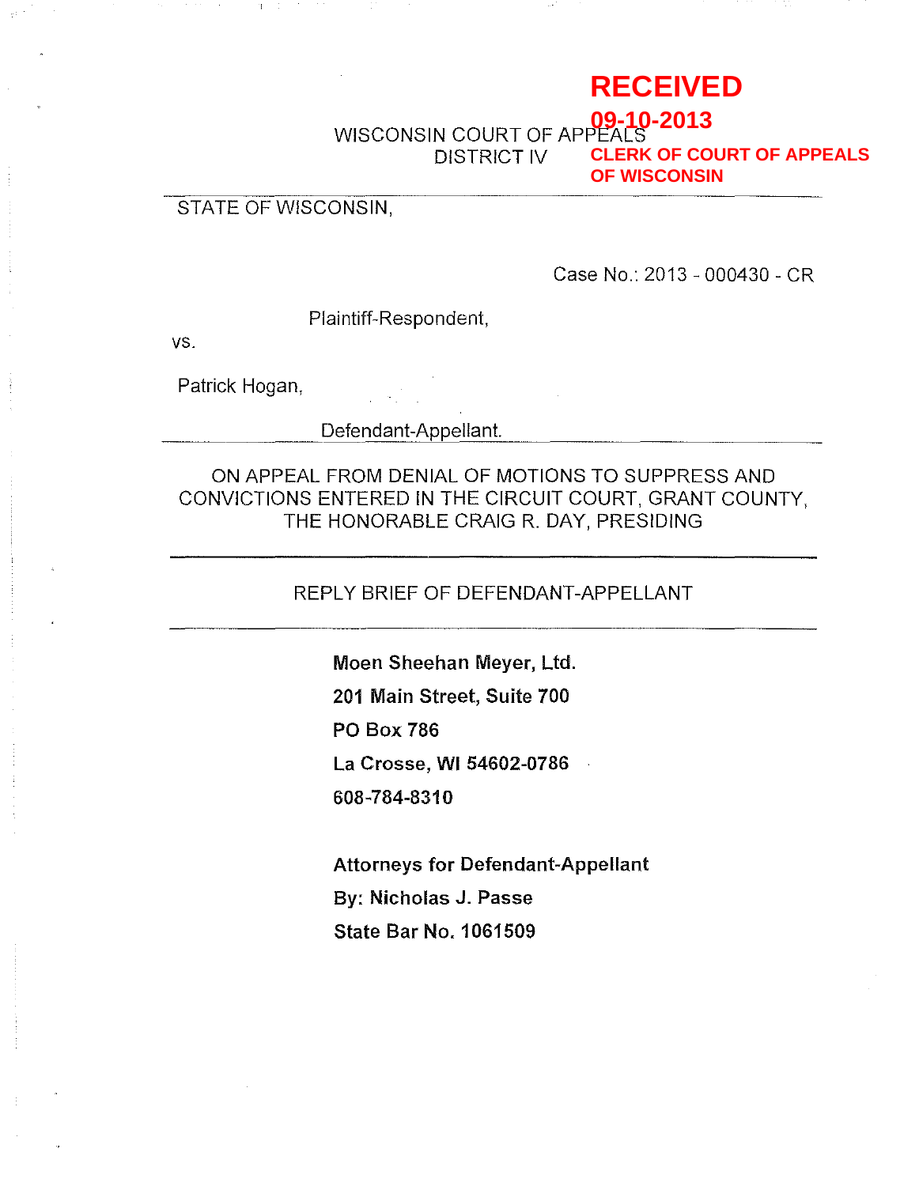**RECEIVED**
**09-10-2013**
**CLERK OF COURT OF APPEALS OF WISCONSIN**

WISCONSIN COURT OF APPEALS
DISTRICT IV

---

STATE OF WISCONSIN,

Case No.: 2013 - 000430 - CR

Plaintiff-Respondent,

vs.

Patrick Hogan,

Defendant-Appellant.

---

ON APPEAL FROM DENIAL OF MOTIONS TO SUPPRESS AND CONVICTIONS ENTERED IN THE CIRCUIT COURT, GRANT COUNTY, THE HONORABLE CRAIG R. DAY, PRESIDING

---

REPLY BRIEF OF DEFENDANT-APPELLANT

---

**Moen Sheehan Meyer, Ltd.**
**201 Main Street, Suite 700**
**PO Box 786**
**La Crosse, WI 54602-0786**
**608-784-8310**

**Attorneys for Defendant-Appellant**
**By: Nicholas J. Passe**
**State Bar No. 1061509**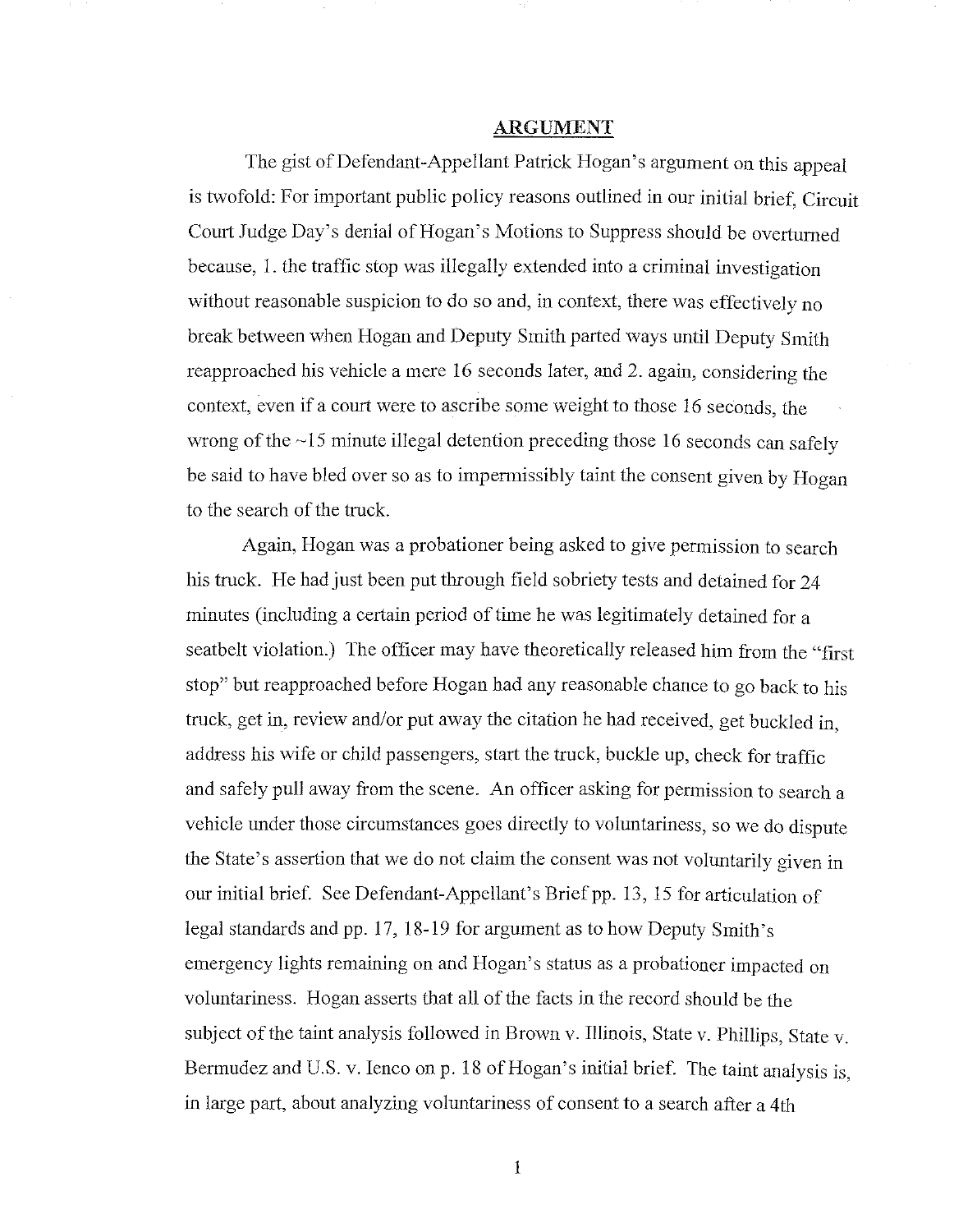## ARGUMENT

The gist of Defendant-Appellant Patrick Hogan's argument on this appeal is twofold: For important public policy reasons outlined in our initial brief, Circuit Court Judge Day's denial of Hogan's Motions to Suppress should be overturned because, 1. the traffic stop was illegally extended into a criminal investigation without reasonable suspicion to do so and, in context, there was effectively no break between when Hogan and Deputy Smith parted ways until Deputy Smith reapproached his vehicle a mere 16 seconds later, and 2. again, considering the context, even if a court were to ascribe some weight to those 16 seconds, the wrong of the ~15 minute illegal detention preceding those 16 seconds can safely be said to have bled over so as to impermissibly taint the consent given by Hogan to the search of the truck.

Again, Hogan was a probationer being asked to give permission to search his truck. He had just been put through field sobriety tests and detained for 24 minutes (including a certain period of time he was legitimately detained for a seatbelt violation.) The officer may have theoretically released him from the "first stop" but reapproached before Hogan had any reasonable chance to go back to his truck, get in, review and/or put away the citation he had received, get buckled in, address his wife or child passengers, start the truck, buckle up, check for traffic and safely pull away from the scene. An officer asking for permission to search a vehicle under those circumstances goes directly to voluntariness, so we do dispute the State's assertion that we do not claim the consent was not voluntarily given in our initial brief. See Defendant-Appellant's Brief pp. 13, 15 for articulation of legal standards and pp. 17, 18-19 for argument as to how Deputy Smith's emergency lights remaining on and Hogan's status as a probationer impacted on voluntariness. Hogan asserts that all of the facts in the record should be the subject of the taint analysis followed in Brown v. Illinois, State v. Phillips, State v. Bermudez and U.S. v. Ienco on p. 18 of Hogan's initial brief. The taint analysis is, in large part, about analyzing voluntariness of consent to a search after a 4th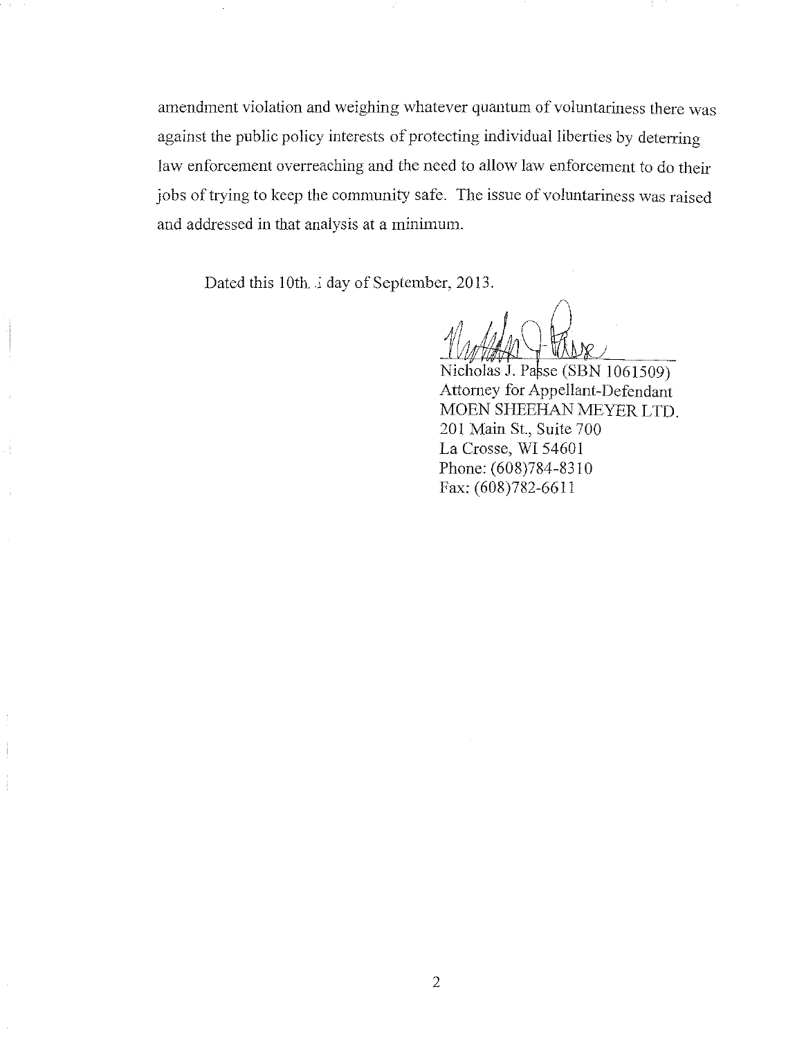amendment violation and weighing whatever quantum of voluntariness there was against the public policy interests of protecting individual liberties by deterring law enforcement overreaching and the need to allow law enforcement to do their jobs of trying to keep the community safe. The issue of voluntariness was raised and addressed in that analysis at a minimum.

Dated this 10th day of September, 2013.

Nicholas J. Passe (SBN 1061509)
Attorney for Appellant-Defendant
MOEN SHEEHAN MEYER LTD.
201 Main St., Suite 700
La Crosse, WI 54601
Phone: (608)784-8310
Fax: (608)782-6611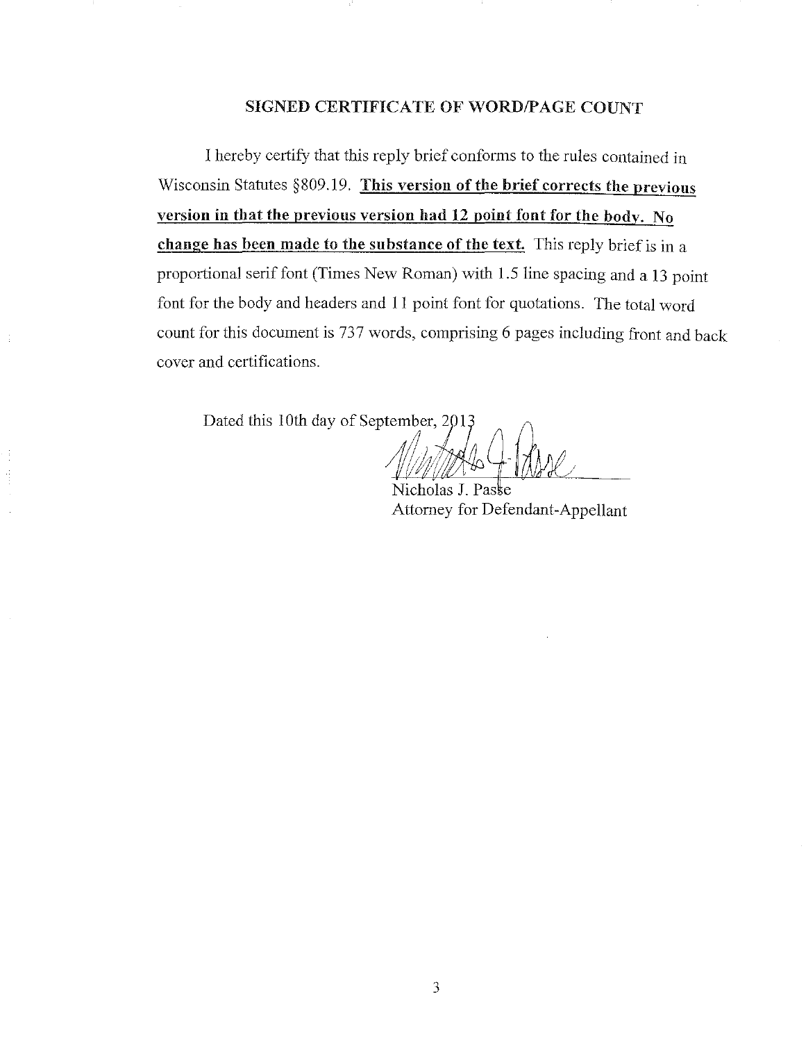## SIGNED CERTIFICATE OF WORD/PAGE COUNT

I hereby certify that this reply brief conforms to the rules contained in Wisconsin Statutes §809.19. **This version of the brief corrects the previous version in that the previous version had 12 point font for the body. No change has been made to the substance of the text.** This reply brief is in a proportional serif font (Times New Roman) with 1.5 line spacing and a 13 point font for the body and headers and 11 point font for quotations. The total word count for this document is 737 words, comprising 6 pages including front and back cover and certifications.

Dated this 10th day of September, 2013

Nicholas J. Passe
Attorney for Defendant-Appellant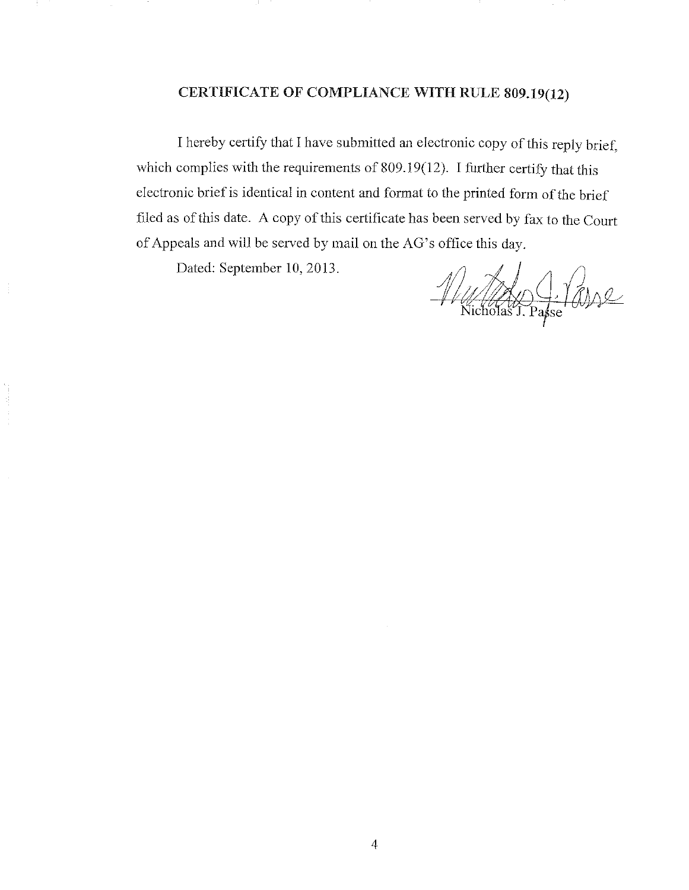## CERTIFICATE OF COMPLIANCE WITH RULE 809.19(12)

I hereby certify that I have submitted an electronic copy of this reply brief, which complies with the requirements of 809.19(12). I further certify that this electronic brief is identical in content and format to the printed form of the brief filed as of this date. A copy of this certificate has been served by fax to the Court of Appeals and will be served by mail on the AG's office this day.

Dated: September 10, 2013.

Nicholas J. Passe